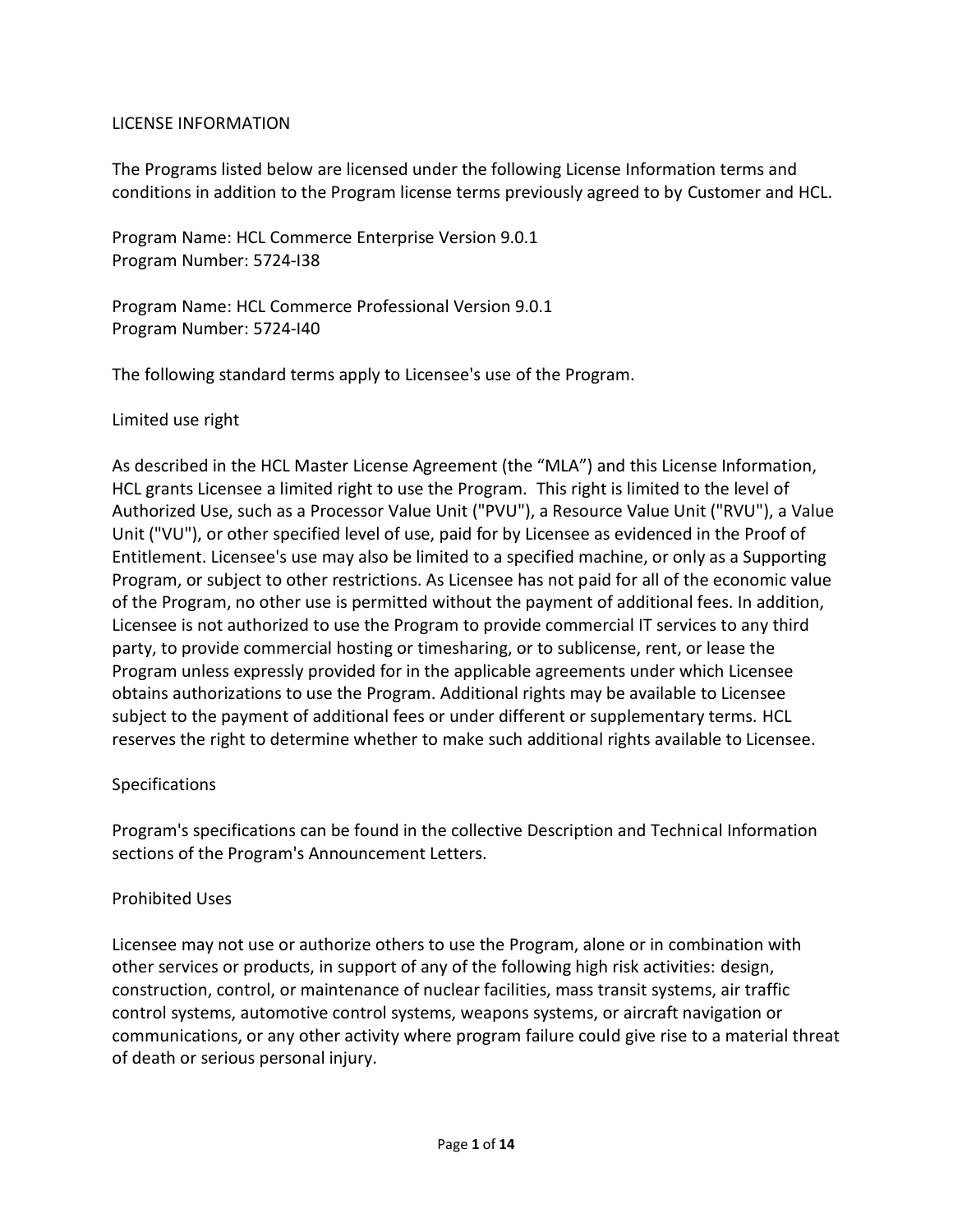# LICENSE INFORMATION

The Programs listed below are licensed under the following License Information terms and conditions in addition to the Program license terms previously agreed to by Customer and HCL.

Program Name: HCL Commerce Enterprise Version 9.0.1
Program Number: 5724-I38

Program Name: HCL Commerce Professional Version 9.0.1
Program Number: 5724-I40

The following standard terms apply to Licensee's use of the Program.

## Limited use right

As described in the HCL Master License Agreement (the "MLA") and this License Information, HCL grants Licensee a limited right to use the Program. This right is limited to the level of Authorized Use, such as a Processor Value Unit ("PVU"), a Resource Value Unit ("RVU"), a Value Unit ("VU"), or other specified level of use, paid for by Licensee as evidenced in the Proof of Entitlement. Licensee's use may also be limited to a specified machine, or only as a Supporting Program, or subject to other restrictions. As Licensee has not paid for all of the economic value of the Program, no other use is permitted without the payment of additional fees. In addition, Licensee is not authorized to use the Program to provide commercial IT services to any third party, to provide commercial hosting or timesharing, or to sublicense, rent, or lease the Program unless expressly provided for in the applicable agreements under which Licensee obtains authorizations to use the Program. Additional rights may be available to Licensee subject to the payment of additional fees or under different or supplementary terms. HCL reserves the right to determine whether to make such additional rights available to Licensee.

## Specifications

Program's specifications can be found in the collective Description and Technical Information sections of the Program's Announcement Letters.

## Prohibited Uses

Licensee may not use or authorize others to use the Program, alone or in combination with other services or products, in support of any of the following high risk activities: design, construction, control, or maintenance of nuclear facilities, mass transit systems, air traffic control systems, automotive control systems, weapons systems, or aircraft navigation or communications, or any other activity where program failure could give rise to a material threat of death or serious personal injury.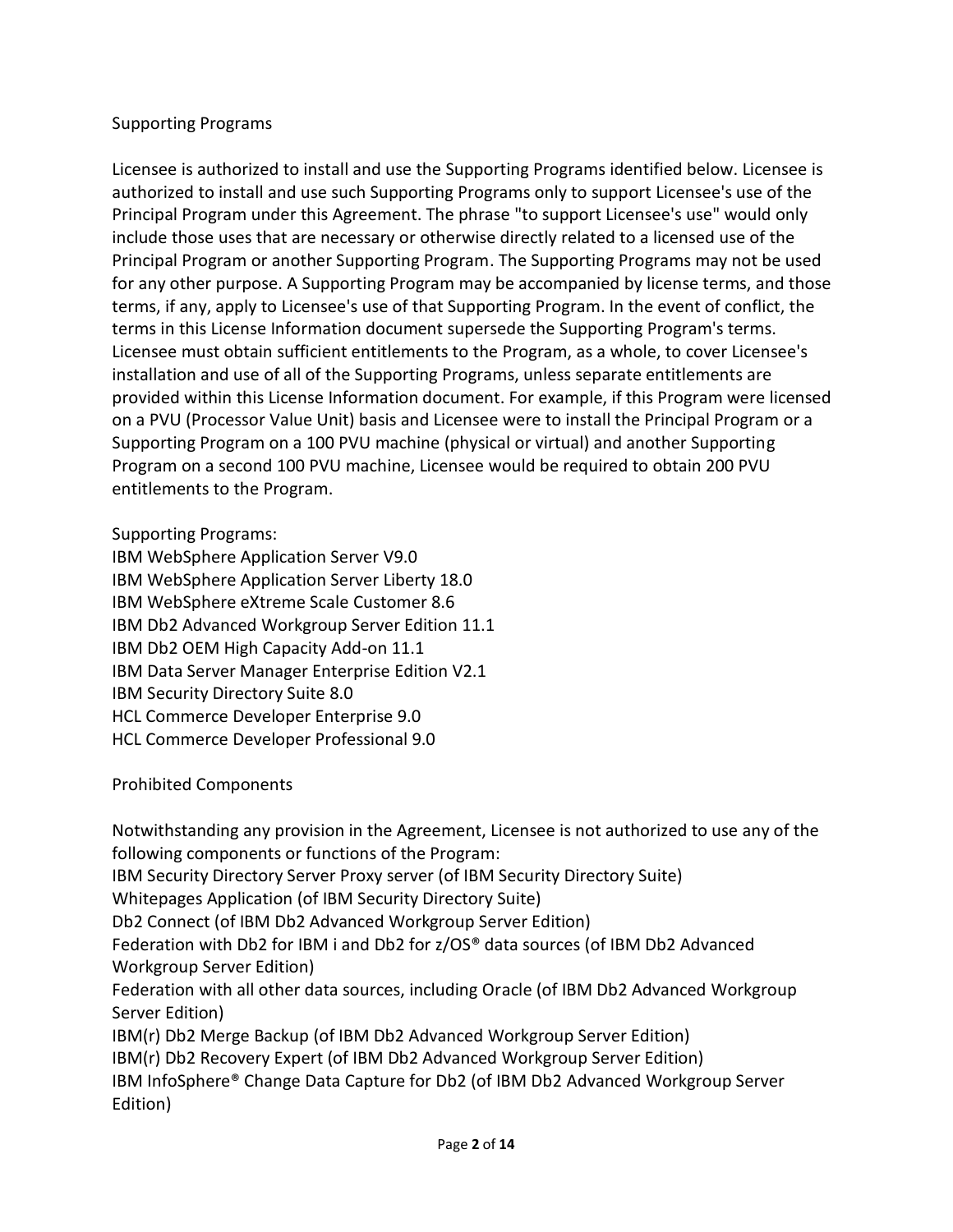## Supporting Programs

Licensee is authorized to install and use the Supporting Programs identified below. Licensee is authorized to install and use such Supporting Programs only to support Licensee's use of the Principal Program under this Agreement. The phrase "to support Licensee's use" would only include those uses that are necessary or otherwise directly related to a licensed use of the Principal Program or another Supporting Program. The Supporting Programs may not be used for any other purpose. A Supporting Program may be accompanied by license terms, and those terms, if any, apply to Licensee's use of that Supporting Program. In the event of conflict, the terms in this License Information document supersede the Supporting Program's terms. Licensee must obtain sufficient entitlements to the Program, as a whole, to cover Licensee's installation and use of all of the Supporting Programs, unless separate entitlements are provided within this License Information document. For example, if this Program were licensed on a PVU (Processor Value Unit) basis and Licensee were to install the Principal Program or a Supporting Program on a 100 PVU machine (physical or virtual) and another Supporting Program on a second 100 PVU machine, Licensee would be required to obtain 200 PVU entitlements to the Program.

Supporting Programs:
IBM WebSphere Application Server V9.0
IBM WebSphere Application Server Liberty 18.0
IBM WebSphere eXtreme Scale Customer 8.6
IBM Db2 Advanced Workgroup Server Edition 11.1
IBM Db2 OEM High Capacity Add-on 11.1
IBM Data Server Manager Enterprise Edition V2.1
IBM Security Directory Suite 8.0
HCL Commerce Developer Enterprise 9.0
HCL Commerce Developer Professional 9.0

## Prohibited Components

Notwithstanding any provision in the Agreement, Licensee is not authorized to use any of the following components or functions of the Program:
IBM Security Directory Server Proxy server (of IBM Security Directory Suite)
Whitepages Application (of IBM Security Directory Suite)
Db2 Connect (of IBM Db2 Advanced Workgroup Server Edition)
Federation with Db2 for IBM i and Db2 for z/OS® data sources (of IBM Db2 Advanced Workgroup Server Edition)
Federation with all other data sources, including Oracle (of IBM Db2 Advanced Workgroup Server Edition)
IBM(r) Db2 Merge Backup (of IBM Db2 Advanced Workgroup Server Edition)
IBM(r) Db2 Recovery Expert (of IBM Db2 Advanced Workgroup Server Edition)
IBM InfoSphere® Change Data Capture for Db2 (of IBM Db2 Advanced Workgroup Server Edition)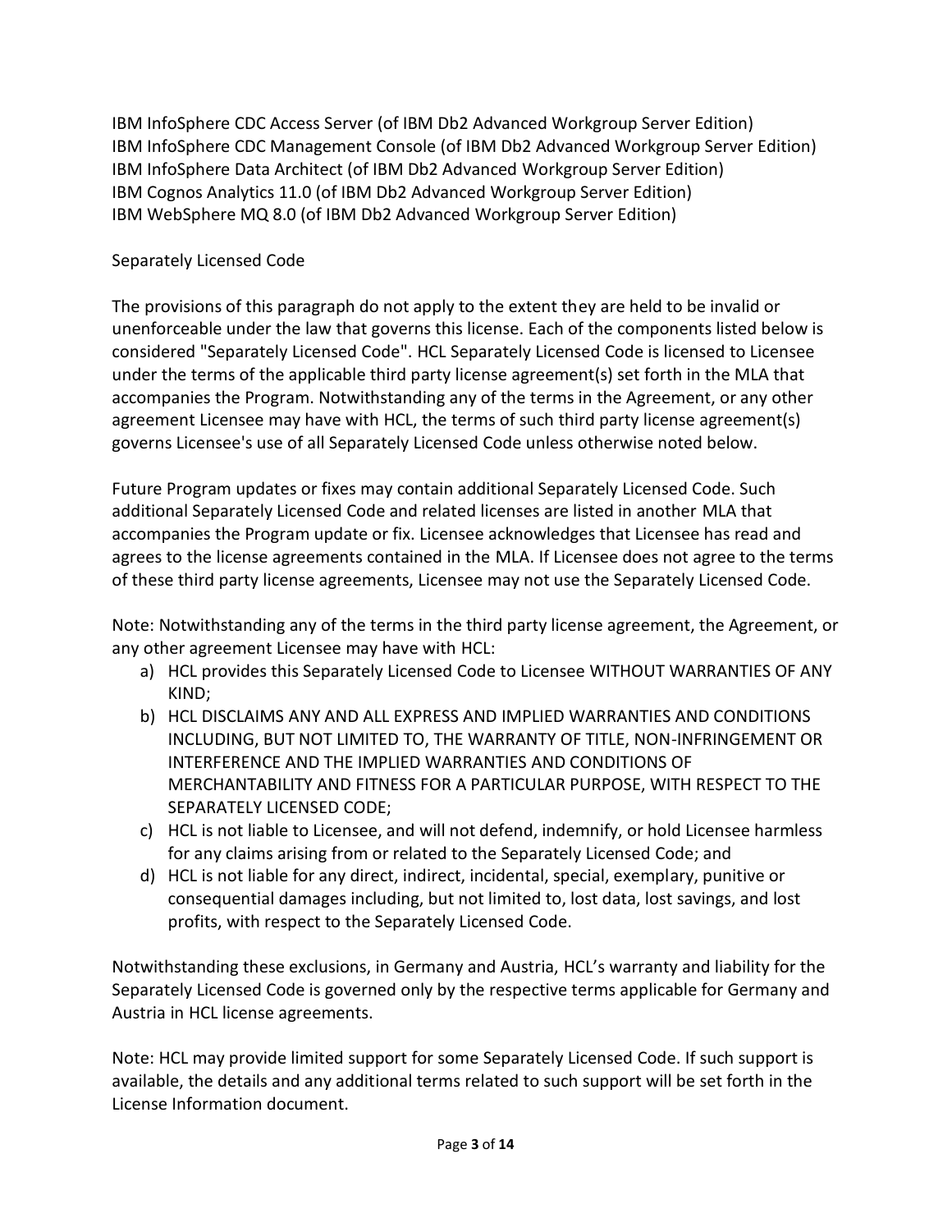IBM InfoSphere CDC Access Server (of IBM Db2 Advanced Workgroup Server Edition)
IBM InfoSphere CDC Management Console (of IBM Db2 Advanced Workgroup Server Edition)
IBM InfoSphere Data Architect (of IBM Db2 Advanced Workgroup Server Edition)
IBM Cognos Analytics 11.0 (of IBM Db2 Advanced Workgroup Server Edition)
IBM WebSphere MQ 8.0 (of IBM Db2 Advanced Workgroup Server Edition)

Separately Licensed Code

The provisions of this paragraph do not apply to the extent they are held to be invalid or unenforceable under the law that governs this license. Each of the components listed below is considered "Separately Licensed Code". HCL Separately Licensed Code is licensed to Licensee under the terms of the applicable third party license agreement(s) set forth in the MLA that accompanies the Program. Notwithstanding any of the terms in the Agreement, or any other agreement Licensee may have with HCL, the terms of such third party license agreement(s) governs Licensee's use of all Separately Licensed Code unless otherwise noted below.

Future Program updates or fixes may contain additional Separately Licensed Code. Such additional Separately Licensed Code and related licenses are listed in another MLA that accompanies the Program update or fix. Licensee acknowledges that Licensee has read and agrees to the license agreements contained in the MLA. If Licensee does not agree to the terms of these third party license agreements, Licensee may not use the Separately Licensed Code.

Note: Notwithstanding any of the terms in the third party license agreement, the Agreement, or any other agreement Licensee may have with HCL:

a) HCL provides this Separately Licensed Code to Licensee WITHOUT WARRANTIES OF ANY KIND;
b) HCL DISCLAIMS ANY AND ALL EXPRESS AND IMPLIED WARRANTIES AND CONDITIONS INCLUDING, BUT NOT LIMITED TO, THE WARRANTY OF TITLE, NON-INFRINGEMENT OR INTERFERENCE AND THE IMPLIED WARRANTIES AND CONDITIONS OF MERCHANTABILITY AND FITNESS FOR A PARTICULAR PURPOSE, WITH RESPECT TO THE SEPARATELY LICENSED CODE;
c) HCL is not liable to Licensee, and will not defend, indemnify, or hold Licensee harmless for any claims arising from or related to the Separately Licensed Code; and
d) HCL is not liable for any direct, indirect, incidental, special, exemplary, punitive or consequential damages including, but not limited to, lost data, lost savings, and lost profits, with respect to the Separately Licensed Code.

Notwithstanding these exclusions, in Germany and Austria, HCL's warranty and liability for the Separately Licensed Code is governed only by the respective terms applicable for Germany and Austria in HCL license agreements.

Note: HCL may provide limited support for some Separately Licensed Code. If such support is available, the details and any additional terms related to such support will be set forth in the License Information document.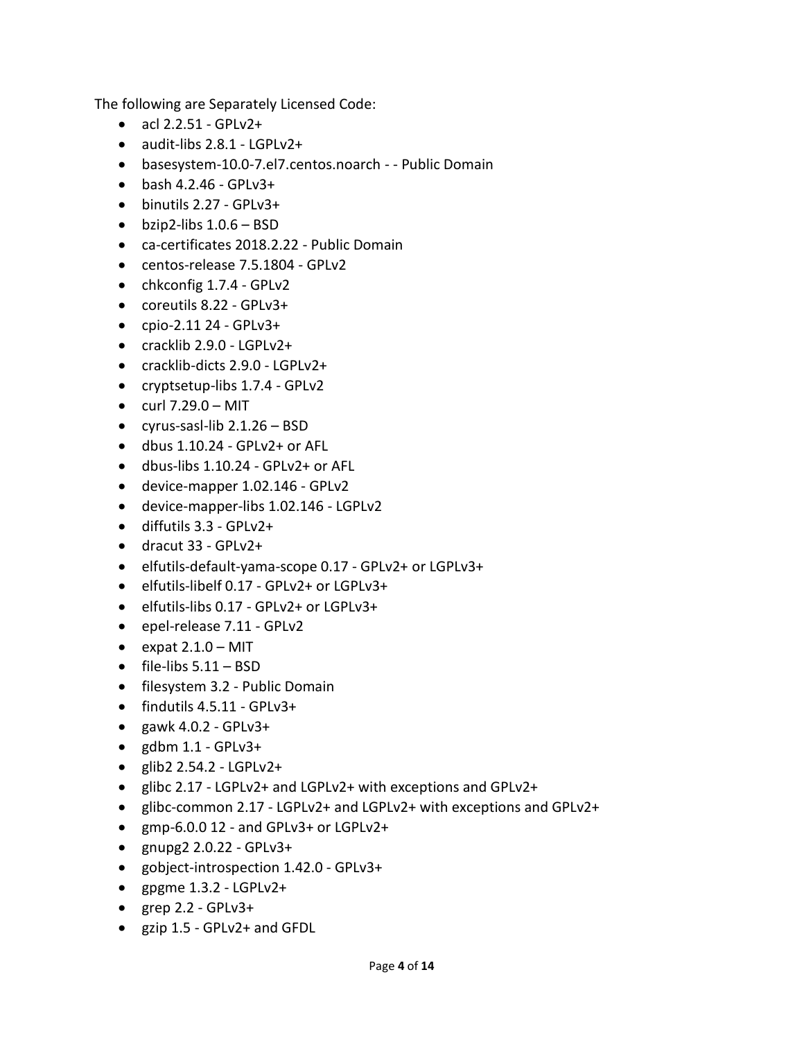The following are Separately Licensed Code:

- acl 2.2.51 - GPLv2+
- audit-libs 2.8.1 - LGPLv2+
- basesystem-10.0-7.el7.centos.noarch - - Public Domain
- bash 4.2.46 - GPLv3+
- binutils 2.27 - GPLv3+
- bzip2-libs 1.0.6 – BSD
- ca-certificates 2018.2.22 - Public Domain
- centos-release 7.5.1804 - GPLv2
- chkconfig 1.7.4 - GPLv2
- coreutils 8.22 - GPLv3+
- cpio-2.11 24 - GPLv3+
- cracklib 2.9.0 - LGPLv2+
- cracklib-dicts 2.9.0 - LGPLv2+
- cryptsetup-libs 1.7.4 - GPLv2
- curl 7.29.0 – MIT
- cyrus-sasl-lib 2.1.26 – BSD
- dbus 1.10.24 - GPLv2+ or AFL
- dbus-libs 1.10.24 - GPLv2+ or AFL
- device-mapper 1.02.146 - GPLv2
- device-mapper-libs 1.02.146 - LGPLv2
- diffutils 3.3 - GPLv2+
- dracut 33 - GPLv2+
- elfutils-default-yama-scope 0.17 - GPLv2+ or LGPLv3+
- elfutils-libelf 0.17 - GPLv2+ or LGPLv3+
- elfutils-libs 0.17 - GPLv2+ or LGPLv3+
- epel-release 7.11 - GPLv2
- expat 2.1.0 – MIT
- file-libs 5.11 – BSD
- filesystem 3.2 - Public Domain
- findutils 4.5.11 - GPLv3+
- gawk 4.0.2 - GPLv3+
- gdbm 1.1 - GPLv3+
- glib2 2.54.2 - LGPLv2+
- glibc 2.17 - LGPLv2+ and LGPLv2+ with exceptions and GPLv2+
- glibc-common 2.17 - LGPLv2+ and LGPLv2+ with exceptions and GPLv2+
- gmp-6.0.0 12 - and GPLv3+ or LGPLv2+
- gnupg2 2.0.22 - GPLv3+
- gobject-introspection 1.42.0 - GPLv3+
- gpgme 1.3.2 - LGPLv2+
- grep 2.2 - GPLv3+
- gzip 1.5 - GPLv2+ and GFDL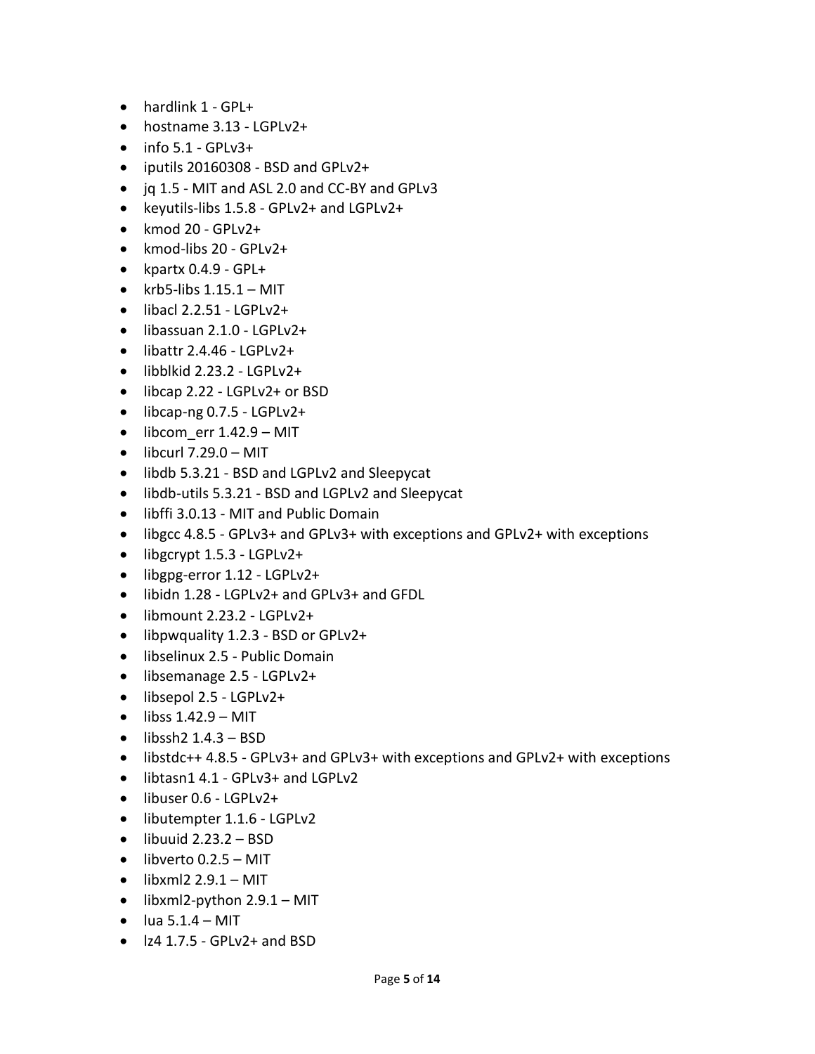- hardlink 1 - GPL+
- hostname 3.13 - LGPLv2+
- info 5.1 - GPLv3+
- iputils 20160308 - BSD and GPLv2+
- jq 1.5 - MIT and ASL 2.0 and CC-BY and GPLv3
- keyutils-libs 1.5.8 - GPLv2+ and LGPLv2+
- kmod 20 - GPLv2+
- kmod-libs 20 - GPLv2+
- kpartx 0.4.9 - GPL+
- krb5-libs 1.15.1 – MIT
- libacl 2.2.51 - LGPLv2+
- libassuan 2.1.0 - LGPLv2+
- libattr 2.4.46 - LGPLv2+
- libblkid 2.23.2 - LGPLv2+
- libcap 2.22 - LGPLv2+ or BSD
- libcap-ng 0.7.5 - LGPLv2+
- libcom_err 1.42.9 – MIT
- libcurl 7.29.0 – MIT
- libdb 5.3.21 - BSD and LGPLv2 and Sleepycat
- libdb-utils 5.3.21 - BSD and LGPLv2 and Sleepycat
- libffi 3.0.13 - MIT and Public Domain
- libgcc 4.8.5 - GPLv3+ and GPLv3+ with exceptions and GPLv2+ with exceptions
- libgcrypt 1.5.3 - LGPLv2+
- libgpg-error 1.12 - LGPLv2+
- libidn 1.28 - LGPLv2+ and GPLv3+ and GFDL
- libmount 2.23.2 - LGPLv2+
- libpwquality 1.2.3 - BSD or GPLv2+
- libselinux 2.5 - Public Domain
- libsemanage 2.5 - LGPLv2+
- libsepol 2.5 - LGPLv2+
- libss 1.42.9 – MIT
- libssh2 1.4.3 – BSD
- libstdc++ 4.8.5 - GPLv3+ and GPLv3+ with exceptions and GPLv2+ with exceptions
- libtasn1 4.1 - GPLv3+ and LGPLv2
- libuser 0.6 - LGPLv2+
- libutempter 1.1.6 - LGPLv2
- libuuid 2.23.2 – BSD
- libverto 0.2.5 – MIT
- libxml2 2.9.1 – MIT
- libxml2-python 2.9.1 – MIT
- lua 5.1.4 – MIT
- lz4 1.7.5 - GPLv2+ and BSD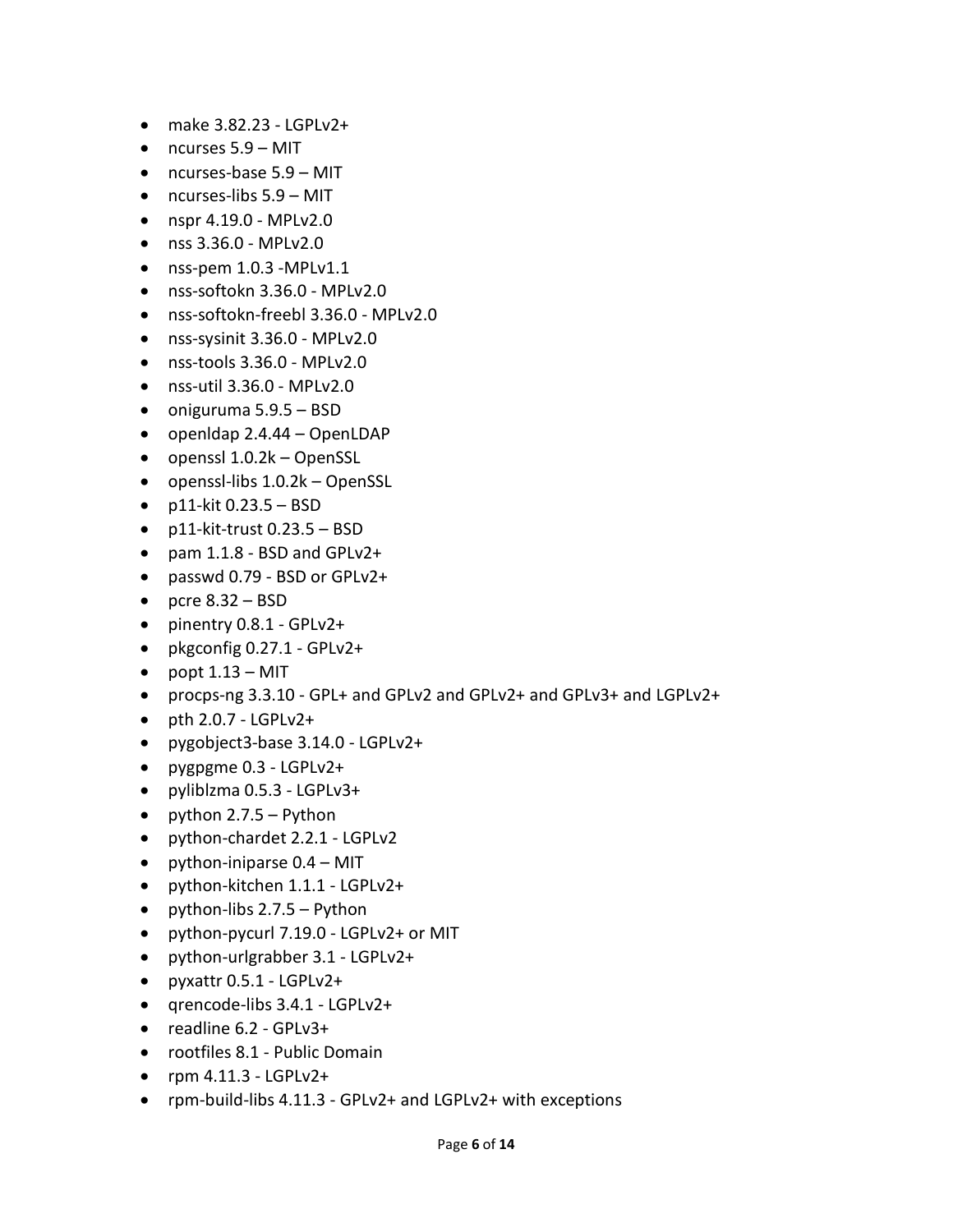- make 3.82.23 - LGPLv2+
- ncurses 5.9 – MIT
- ncurses-base 5.9 – MIT
- ncurses-libs 5.9 – MIT
- nspr 4.19.0 - MPLv2.0
- nss 3.36.0 - MPLv2.0
- nss-pem 1.0.3 -MPLv1.1
- nss-softokn 3.36.0 - MPLv2.0
- nss-softokn-freebl 3.36.0 - MPLv2.0
- nss-sysinit 3.36.0 - MPLv2.0
- nss-tools 3.36.0 - MPLv2.0
- nss-util 3.36.0 - MPLv2.0
- oniguruma 5.9.5 – BSD
- openldap 2.4.44 – OpenLDAP
- openssl 1.0.2k – OpenSSL
- openssl-libs 1.0.2k – OpenSSL
- p11-kit 0.23.5 – BSD
- p11-kit-trust 0.23.5 – BSD
- pam 1.1.8 - BSD and GPLv2+
- passwd 0.79 - BSD or GPLv2+
- pcre 8.32 – BSD
- pinentry 0.8.1 - GPLv2+
- pkgconfig 0.27.1 - GPLv2+
- popt 1.13 – MIT
- procps-ng 3.3.10 - GPL+ and GPLv2 and GPLv2+ and GPLv3+ and LGPLv2+
- pth 2.0.7 - LGPLv2+
- pygobject3-base 3.14.0 - LGPLv2+
- pygpgme 0.3 - LGPLv2+
- pyliblzma 0.5.3 - LGPLv3+
- python 2.7.5 – Python
- python-chardet 2.2.1 - LGPLv2
- python-iniparse 0.4 – MIT
- python-kitchen 1.1.1 - LGPLv2+
- python-libs 2.7.5 – Python
- python-pycurl 7.19.0 - LGPLv2+ or MIT
- python-urlgrabber 3.1 - LGPLv2+
- pyxattr 0.5.1 - LGPLv2+
- qrencode-libs 3.4.1 - LGPLv2+
- readline 6.2 - GPLv3+
- rootfiles 8.1 - Public Domain
- rpm 4.11.3 - LGPLv2+
- rpm-build-libs 4.11.3 - GPLv2+ and LGPLv2+ with exceptions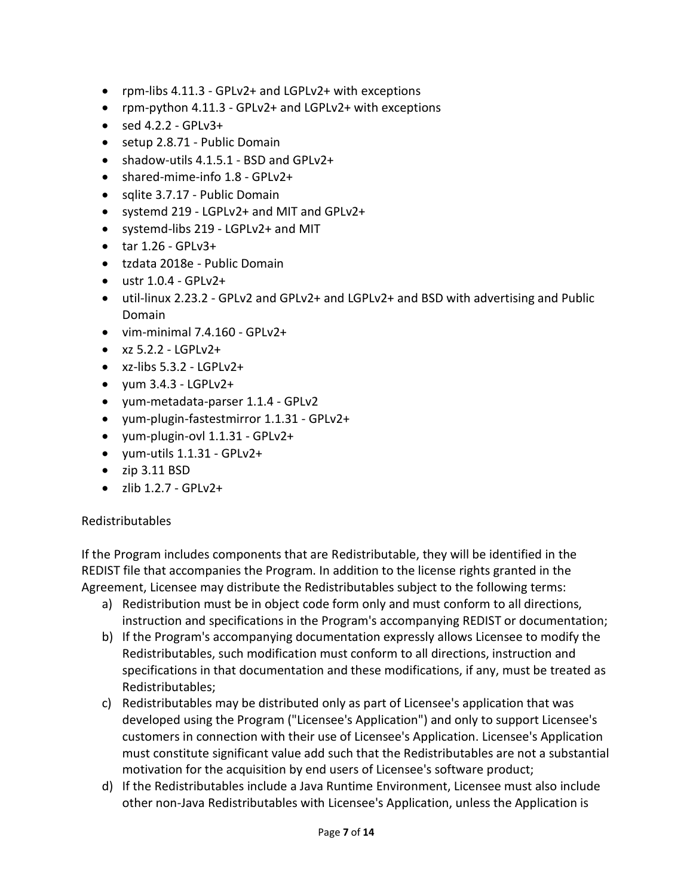- rpm-libs 4.11.3 - GPLv2+ and LGPLv2+ with exceptions
- rpm-python 4.11.3 - GPLv2+ and LGPLv2+ with exceptions
- sed 4.2.2 - GPLv3+
- setup 2.8.71 - Public Domain
- shadow-utils 4.1.5.1 - BSD and GPLv2+
- shared-mime-info 1.8 - GPLv2+
- sqlite 3.7.17 - Public Domain
- systemd 219 - LGPLv2+ and MIT and GPLv2+
- systemd-libs 219 - LGPLv2+ and MIT
- tar 1.26 - GPLv3+
- tzdata 2018e - Public Domain
- ustr 1.0.4 - GPLv2+
- util-linux 2.23.2 - GPLv2 and GPLv2+ and LGPLv2+ and BSD with advertising and Public Domain
- vim-minimal 7.4.160 - GPLv2+
- xz 5.2.2 - LGPLv2+
- xz-libs 5.3.2 - LGPLv2+
- yum 3.4.3 - LGPLv2+
- yum-metadata-parser 1.1.4 - GPLv2
- yum-plugin-fastestmirror 1.1.31 - GPLv2+
- yum-plugin-ovl 1.1.31 - GPLv2+
- yum-utils 1.1.31 - GPLv2+
- zip 3.11 BSD
- zlib 1.2.7 - GPLv2+

Redistributables

If the Program includes components that are Redistributable, they will be identified in the REDIST file that accompanies the Program. In addition to the license rights granted in the Agreement, Licensee may distribute the Redistributables subject to the following terms:

a) Redistribution must be in object code form only and must conform to all directions, instruction and specifications in the Program's accompanying REDIST or documentation;
b) If the Program's accompanying documentation expressly allows Licensee to modify the Redistributables, such modification must conform to all directions, instruction and specifications in that documentation and these modifications, if any, must be treated as Redistributables;
c) Redistributables may be distributed only as part of Licensee's application that was developed using the Program ("Licensee's Application") and only to support Licensee's customers in connection with their use of Licensee's Application. Licensee's Application must constitute significant value add such that the Redistributables are not a substantial motivation for the acquisition by end users of Licensee's software product;
d) If the Redistributables include a Java Runtime Environment, Licensee must also include other non-Java Redistributables with Licensee's Application, unless the Application is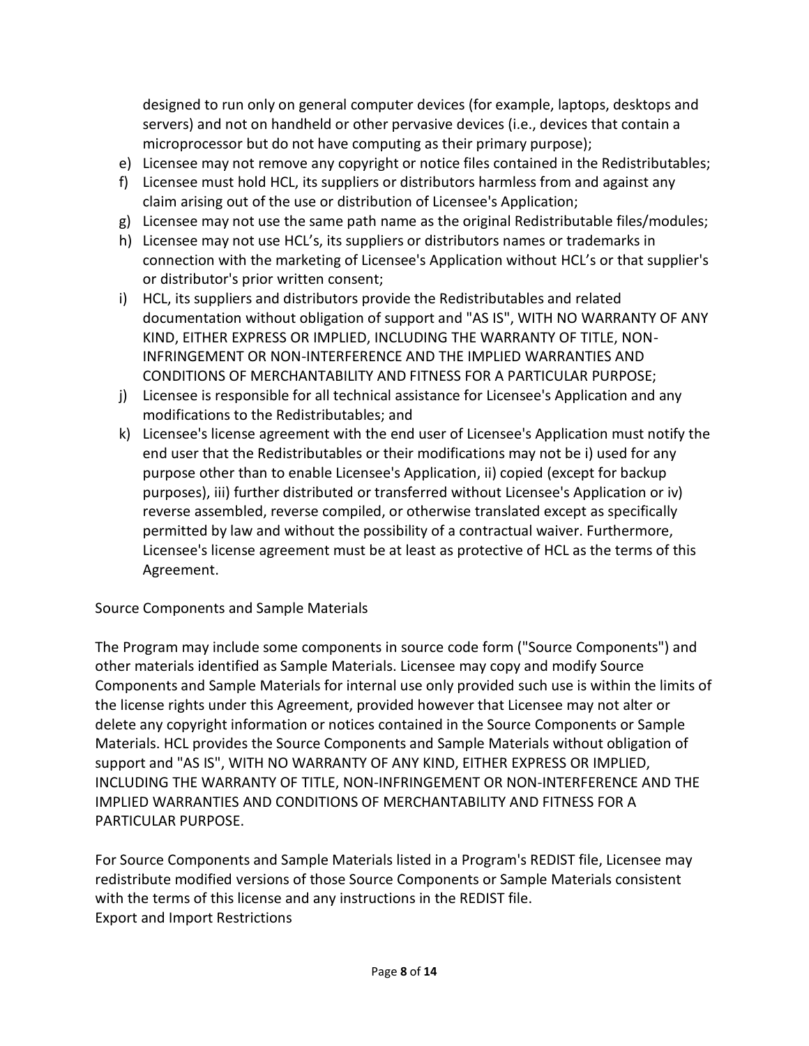designed to run only on general computer devices (for example, laptops, desktops and servers) and not on handheld or other pervasive devices (i.e., devices that contain a microprocessor but do not have computing as their primary purpose);

e) Licensee may not remove any copyright or notice files contained in the Redistributables;
f) Licensee must hold HCL, its suppliers or distributors harmless from and against any claim arising out of the use or distribution of Licensee's Application;
g) Licensee may not use the same path name as the original Redistributable files/modules;
h) Licensee may not use HCL's, its suppliers or distributors names or trademarks in connection with the marketing of Licensee's Application without HCL's or that supplier's or distributor's prior written consent;
i) HCL, its suppliers and distributors provide the Redistributables and related documentation without obligation of support and "AS IS", WITH NO WARRANTY OF ANY KIND, EITHER EXPRESS OR IMPLIED, INCLUDING THE WARRANTY OF TITLE, NON-INFRINGEMENT OR NON-INTERFERENCE AND THE IMPLIED WARRANTIES AND CONDITIONS OF MERCHANTABILITY AND FITNESS FOR A PARTICULAR PURPOSE;
j) Licensee is responsible for all technical assistance for Licensee's Application and any modifications to the Redistributables; and
k) Licensee's license agreement with the end user of Licensee's Application must notify the end user that the Redistributables or their modifications may not be i) used for any purpose other than to enable Licensee's Application, ii) copied (except for backup purposes), iii) further distributed or transferred without Licensee's Application or iv) reverse assembled, reverse compiled, or otherwise translated except as specifically permitted by law and without the possibility of a contractual waiver. Furthermore, Licensee's license agreement must be at least as protective of HCL as the terms of this Agreement.

Source Components and Sample Materials

The Program may include some components in source code form ("Source Components") and other materials identified as Sample Materials. Licensee may copy and modify Source Components and Sample Materials for internal use only provided such use is within the limits of the license rights under this Agreement, provided however that Licensee may not alter or delete any copyright information or notices contained in the Source Components or Sample Materials. HCL provides the Source Components and Sample Materials without obligation of support and "AS IS", WITH NO WARRANTY OF ANY KIND, EITHER EXPRESS OR IMPLIED, INCLUDING THE WARRANTY OF TITLE, NON-INFRINGEMENT OR NON-INTERFERENCE AND THE IMPLIED WARRANTIES AND CONDITIONS OF MERCHANTABILITY AND FITNESS FOR A PARTICULAR PURPOSE.

For Source Components and Sample Materials listed in a Program's REDIST file, Licensee may redistribute modified versions of those Source Components or Sample Materials consistent with the terms of this license and any instructions in the REDIST file.

Export and Import Restrictions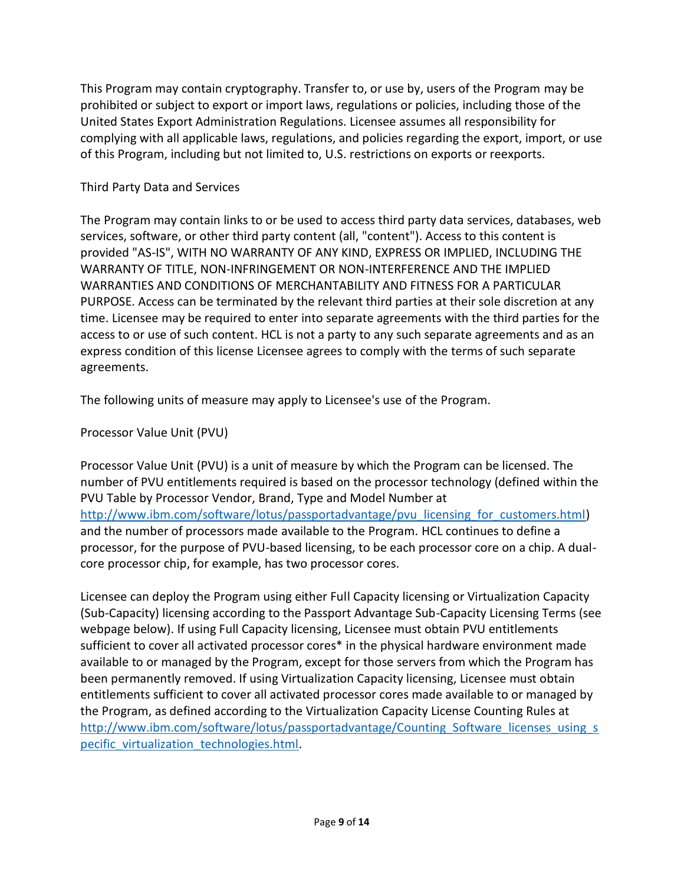This Program may contain cryptography. Transfer to, or use by, users of the Program may be prohibited or subject to export or import laws, regulations or policies, including those of the United States Export Administration Regulations. Licensee assumes all responsibility for complying with all applicable laws, regulations, and policies regarding the export, import, or use of this Program, including but not limited to, U.S. restrictions on exports or reexports.

Third Party Data and Services

The Program may contain links to or be used to access third party data services, databases, web services, software, or other third party content (all, "content"). Access to this content is provided "AS-IS", WITH NO WARRANTY OF ANY KIND, EXPRESS OR IMPLIED, INCLUDING THE WARRANTY OF TITLE, NON-INFRINGEMENT OR NON-INTERFERENCE AND THE IMPLIED WARRANTIES AND CONDITIONS OF MERCHANTABILITY AND FITNESS FOR A PARTICULAR PURPOSE. Access can be terminated by the relevant third parties at their sole discretion at any time. Licensee may be required to enter into separate agreements with the third parties for the access to or use of such content. HCL is not a party to any such separate agreements and as an express condition of this license Licensee agrees to comply with the terms of such separate agreements.

The following units of measure may apply to Licensee's use of the Program.

Processor Value Unit (PVU)

Processor Value Unit (PVU) is a unit of measure by which the Program can be licensed. The number of PVU entitlements required is based on the processor technology (defined within the PVU Table by Processor Vendor, Brand, Type and Model Number at http://www.ibm.com/software/lotus/passportadvantage/pvu_licensing_for_customers.html) and the number of processors made available to the Program. HCL continues to define a processor, for the purpose of PVU-based licensing, to be each processor core on a chip. A dual-core processor chip, for example, has two processor cores.

Licensee can deploy the Program using either Full Capacity licensing or Virtualization Capacity (Sub-Capacity) licensing according to the Passport Advantage Sub-Capacity Licensing Terms (see webpage below). If using Full Capacity licensing, Licensee must obtain PVU entitlements sufficient to cover all activated processor cores* in the physical hardware environment made available to or managed by the Program, except for those servers from which the Program has been permanently removed. If using Virtualization Capacity licensing, Licensee must obtain entitlements sufficient to cover all activated processor cores made available to or managed by the Program, as defined according to the Virtualization Capacity License Counting Rules at http://www.ibm.com/software/lotus/passportadvantage/Counting_Software_licenses_using_specific_virtualization_technologies.html.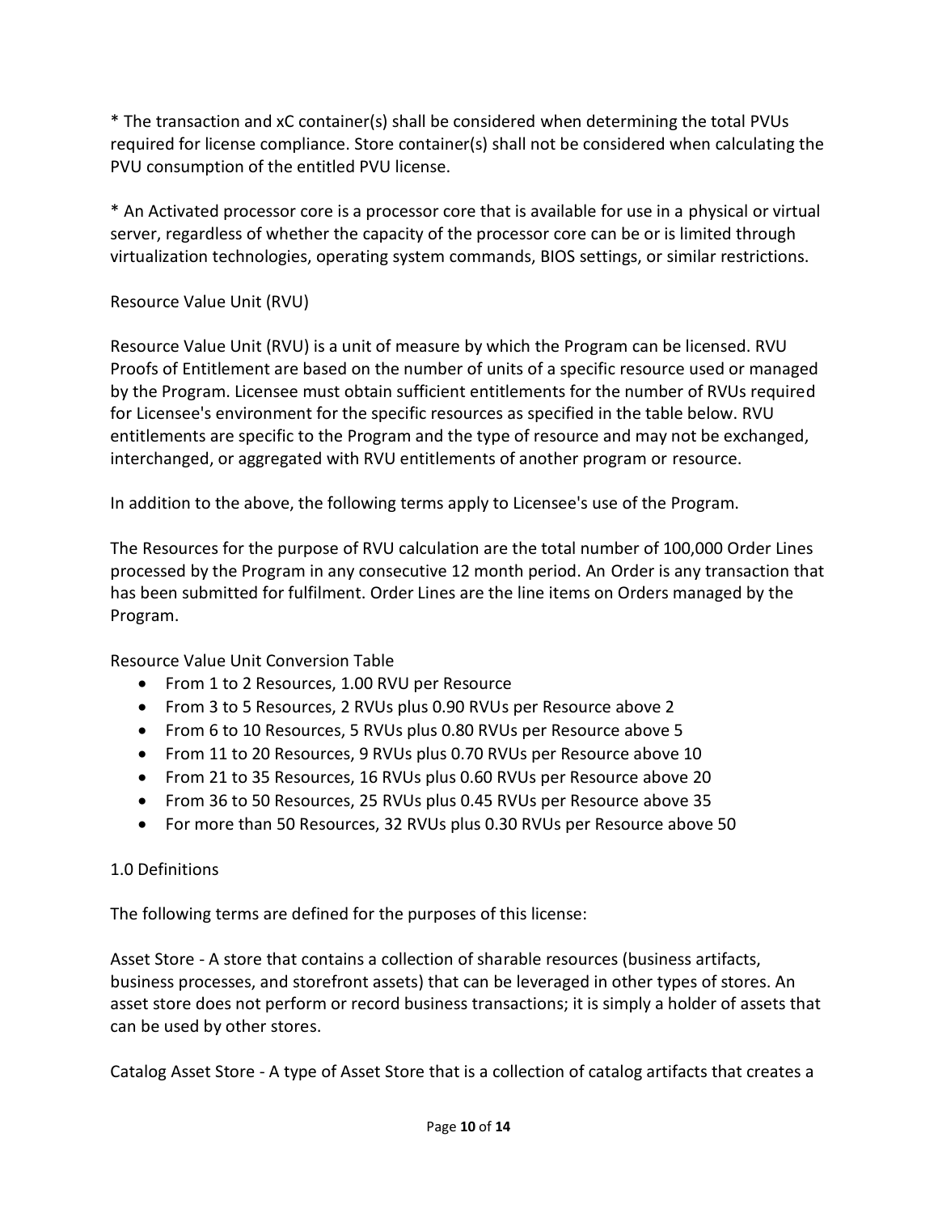* The transaction and xC container(s) shall be considered when determining the total PVUs required for license compliance. Store container(s) shall not be considered when calculating the PVU consumption of the entitled PVU license.

* An Activated processor core is a processor core that is available for use in a physical or virtual server, regardless of whether the capacity of the processor core can be or is limited through virtualization technologies, operating system commands, BIOS settings, or similar restrictions.

Resource Value Unit (RVU)

Resource Value Unit (RVU) is a unit of measure by which the Program can be licensed. RVU Proofs of Entitlement are based on the number of units of a specific resource used or managed by the Program. Licensee must obtain sufficient entitlements for the number of RVUs required for Licensee's environment for the specific resources as specified in the table below. RVU entitlements are specific to the Program and the type of resource and may not be exchanged, interchanged, or aggregated with RVU entitlements of another program or resource.

In addition to the above, the following terms apply to Licensee's use of the Program.

The Resources for the purpose of RVU calculation are the total number of 100,000 Order Lines processed by the Program in any consecutive 12 month period. An Order is any transaction that has been submitted for fulfilment. Order Lines are the line items on Orders managed by the Program.

Resource Value Unit Conversion Table

- From 1 to 2 Resources, 1.00 RVU per Resource
- From 3 to 5 Resources, 2 RVUs plus 0.90 RVUs per Resource above 2
- From 6 to 10 Resources, 5 RVUs plus 0.80 RVUs per Resource above 5
- From 11 to 20 Resources, 9 RVUs plus 0.70 RVUs per Resource above 10
- From 21 to 35 Resources, 16 RVUs plus 0.60 RVUs per Resource above 20
- From 36 to 50 Resources, 25 RVUs plus 0.45 RVUs per Resource above 35
- For more than 50 Resources, 32 RVUs plus 0.30 RVUs per Resource above 50

1.0 Definitions

The following terms are defined for the purposes of this license:

Asset Store - A store that contains a collection of sharable resources (business artifacts, business processes, and storefront assets) that can be leveraged in other types of stores. An asset store does not perform or record business transactions; it is simply a holder of assets that can be used by other stores.

Catalog Asset Store - A type of Asset Store that is a collection of catalog artifacts that creates a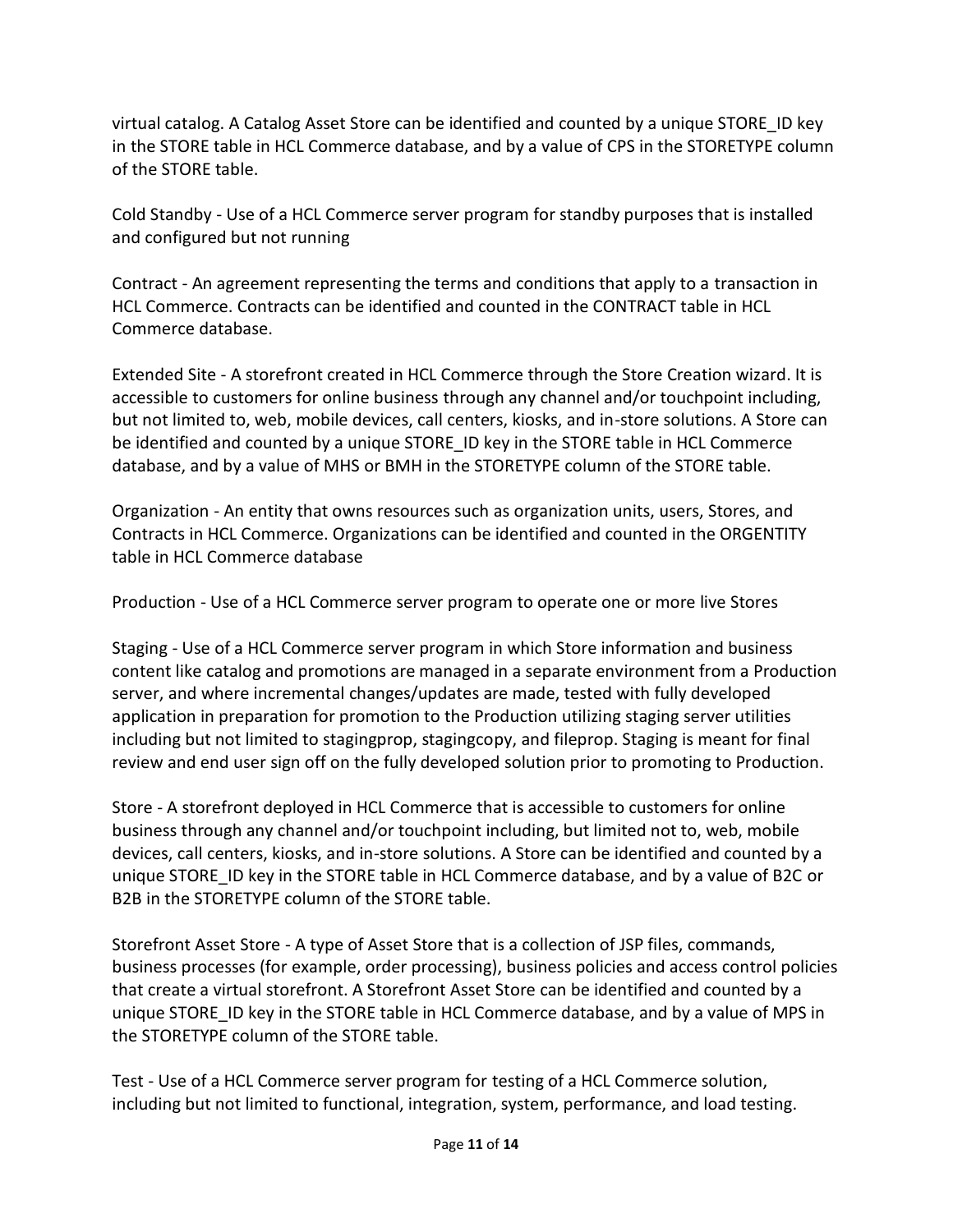virtual catalog. A Catalog Asset Store can be identified and counted by a unique STORE_ID key in the STORE table in HCL Commerce database, and by a value of CPS in the STORETYPE column of the STORE table.

Cold Standby - Use of a HCL Commerce server program for standby purposes that is installed and configured but not running

Contract - An agreement representing the terms and conditions that apply to a transaction in HCL Commerce. Contracts can be identified and counted in the CONTRACT table in HCL Commerce database.

Extended Site - A storefront created in HCL Commerce through the Store Creation wizard. It is accessible to customers for online business through any channel and/or touchpoint including, but not limited to, web, mobile devices, call centers, kiosks, and in-store solutions. A Store can be identified and counted by a unique STORE_ID key in the STORE table in HCL Commerce database, and by a value of MHS or BMH in the STORETYPE column of the STORE table.

Organization - An entity that owns resources such as organization units, users, Stores, and Contracts in HCL Commerce. Organizations can be identified and counted in the ORGENTITY table in HCL Commerce database

Production - Use of a HCL Commerce server program to operate one or more live Stores

Staging - Use of a HCL Commerce server program in which Store information and business content like catalog and promotions are managed in a separate environment from a Production server, and where incremental changes/updates are made, tested with fully developed application in preparation for promotion to the Production utilizing staging server utilities including but not limited to stagingprop, stagingcopy, and fileprop. Staging is meant for final review and end user sign off on the fully developed solution prior to promoting to Production.

Store - A storefront deployed in HCL Commerce that is accessible to customers for online business through any channel and/or touchpoint including, but limited not to, web, mobile devices, call centers, kiosks, and in-store solutions. A Store can be identified and counted by a unique STORE_ID key in the STORE table in HCL Commerce database, and by a value of B2C or B2B in the STORETYPE column of the STORE table.

Storefront Asset Store - A type of Asset Store that is a collection of JSP files, commands, business processes (for example, order processing), business policies and access control policies that create a virtual storefront. A Storefront Asset Store can be identified and counted by a unique STORE_ID key in the STORE table in HCL Commerce database, and by a value of MPS in the STORETYPE column of the STORE table.

Test - Use of a HCL Commerce server program for testing of a HCL Commerce solution, including but not limited to functional, integration, system, performance, and load testing.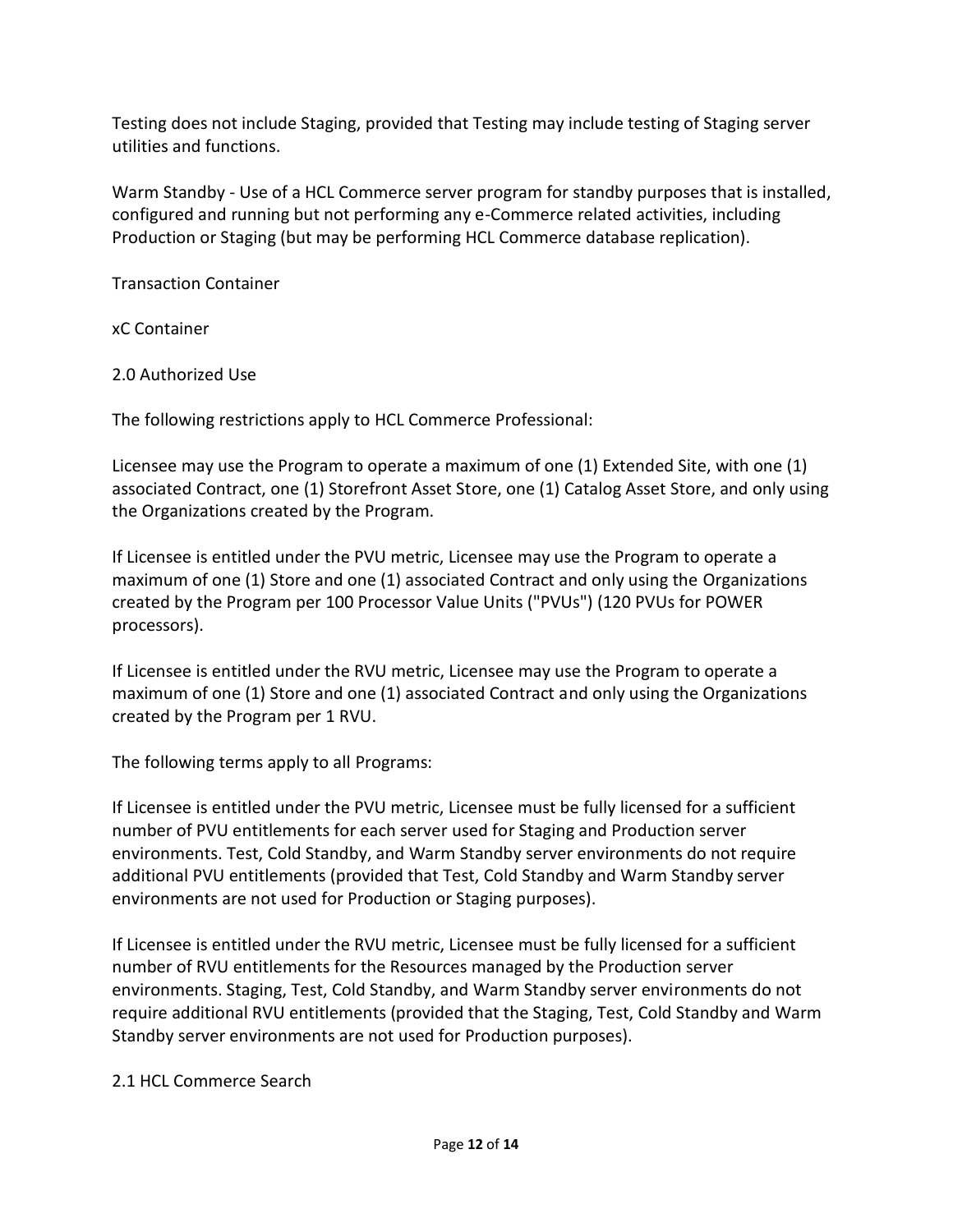Testing does not include Staging, provided that Testing may include testing of Staging server utilities and functions.

Warm Standby - Use of a HCL Commerce server program for standby purposes that is installed, configured and running but not performing any e-Commerce related activities, including Production or Staging (but may be performing HCL Commerce database replication).

Transaction Container

xC Container

## 2.0 Authorized Use

The following restrictions apply to HCL Commerce Professional:

Licensee may use the Program to operate a maximum of one (1) Extended Site, with one (1) associated Contract, one (1) Storefront Asset Store, one (1) Catalog Asset Store, and only using the Organizations created by the Program.

If Licensee is entitled under the PVU metric, Licensee may use the Program to operate a maximum of one (1) Store and one (1) associated Contract and only using the Organizations created by the Program per 100 Processor Value Units ("PVUs") (120 PVUs for POWER processors).

If Licensee is entitled under the RVU metric, Licensee may use the Program to operate a maximum of one (1) Store and one (1) associated Contract and only using the Organizations created by the Program per 1 RVU.

The following terms apply to all Programs:

If Licensee is entitled under the PVU metric, Licensee must be fully licensed for a sufficient number of PVU entitlements for each server used for Staging and Production server environments. Test, Cold Standby, and Warm Standby server environments do not require additional PVU entitlements (provided that Test, Cold Standby and Warm Standby server environments are not used for Production or Staging purposes).

If Licensee is entitled under the RVU metric, Licensee must be fully licensed for a sufficient number of RVU entitlements for the Resources managed by the Production server environments. Staging, Test, Cold Standby, and Warm Standby server environments do not require additional RVU entitlements (provided that the Staging, Test, Cold Standby and Warm Standby server environments are not used for Production purposes).

### 2.1 HCL Commerce Search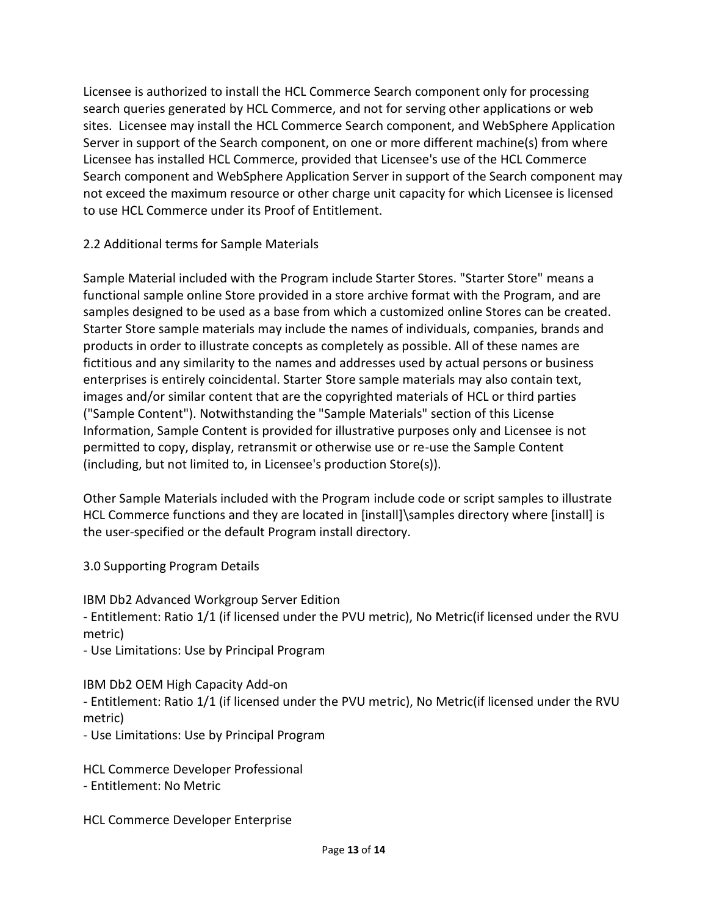Licensee is authorized to install the HCL Commerce Search component only for processing search queries generated by HCL Commerce, and not for serving other applications or web sites.  Licensee may install the HCL Commerce Search component, and WebSphere Application Server in support of the Search component, on one or more different machine(s) from where Licensee has installed HCL Commerce, provided that Licensee's use of the HCL Commerce Search component and WebSphere Application Server in support of the Search component may not exceed the maximum resource or other charge unit capacity for which Licensee is licensed to use HCL Commerce under its Proof of Entitlement.

2.2 Additional terms for Sample Materials

Sample Material included with the Program include Starter Stores. "Starter Store" means a functional sample online Store provided in a store archive format with the Program, and are samples designed to be used as a base from which a customized online Stores can be created. Starter Store sample materials may include the names of individuals, companies, brands and products in order to illustrate concepts as completely as possible. All of these names are fictitious and any similarity to the names and addresses used by actual persons or business enterprises is entirely coincidental. Starter Store sample materials may also contain text, images and/or similar content that are the copyrighted materials of HCL or third parties ("Sample Content"). Notwithstanding the "Sample Materials" section of this License Information, Sample Content is provided for illustrative purposes only and Licensee is not permitted to copy, display, retransmit or otherwise use or re-use the Sample Content (including, but not limited to, in Licensee's production Store(s)).

Other Sample Materials included with the Program include code or script samples to illustrate HCL Commerce functions and they are located in [install]\samples directory where [install] is the user-specified or the default Program install directory.

3.0 Supporting Program Details

IBM Db2 Advanced Workgroup Server Edition
- Entitlement: Ratio 1/1 (if licensed under the PVU metric), No Metric(if licensed under the RVU metric)
- Use Limitations: Use by Principal Program

IBM Db2 OEM High Capacity Add-on
- Entitlement: Ratio 1/1 (if licensed under the PVU metric), No Metric(if licensed under the RVU metric)
- Use Limitations: Use by Principal Program

HCL Commerce Developer Professional
- Entitlement: No Metric

HCL Commerce Developer Enterprise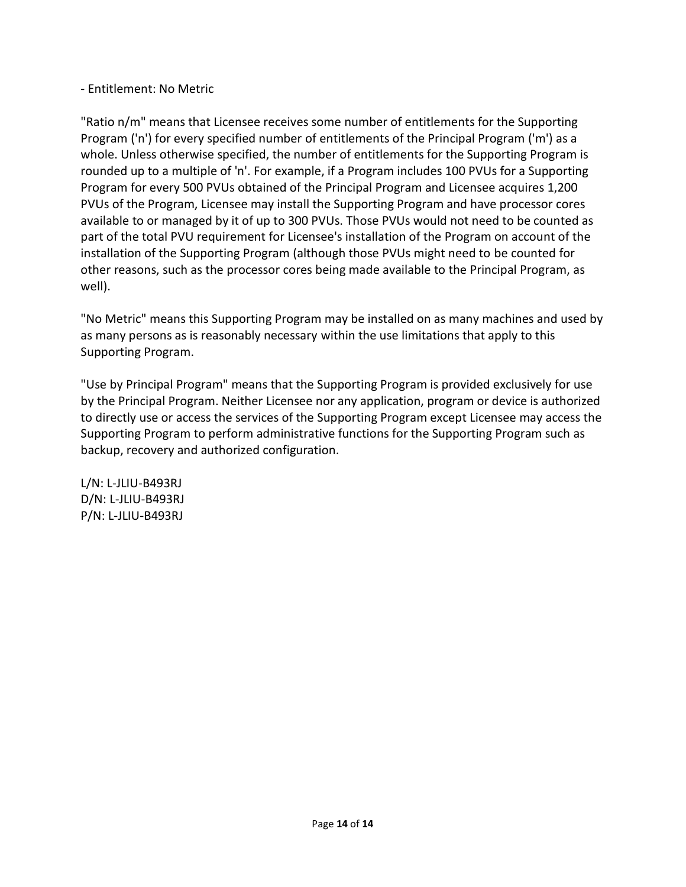- Entitlement: No Metric

"Ratio n/m" means that Licensee receives some number of entitlements for the Supporting Program ('n') for every specified number of entitlements of the Principal Program ('m') as a whole. Unless otherwise specified, the number of entitlements for the Supporting Program is rounded up to a multiple of 'n'. For example, if a Program includes 100 PVUs for a Supporting Program for every 500 PVUs obtained of the Principal Program and Licensee acquires 1,200 PVUs of the Program, Licensee may install the Supporting Program and have processor cores available to or managed by it of up to 300 PVUs. Those PVUs would not need to be counted as part of the total PVU requirement for Licensee's installation of the Program on account of the installation of the Supporting Program (although those PVUs might need to be counted for other reasons, such as the processor cores being made available to the Principal Program, as well).

"No Metric" means this Supporting Program may be installed on as many machines and used by as many persons as is reasonably necessary within the use limitations that apply to this Supporting Program.

"Use by Principal Program" means that the Supporting Program is provided exclusively for use by the Principal Program. Neither Licensee nor any application, program or device is authorized to directly use or access the services of the Supporting Program except Licensee may access the Supporting Program to perform administrative functions for the Supporting Program such as backup, recovery and authorized configuration.

L/N: L-JLIU-B493RJ
D/N: L-JLIU-B493RJ
P/N: L-JLIU-B493RJ